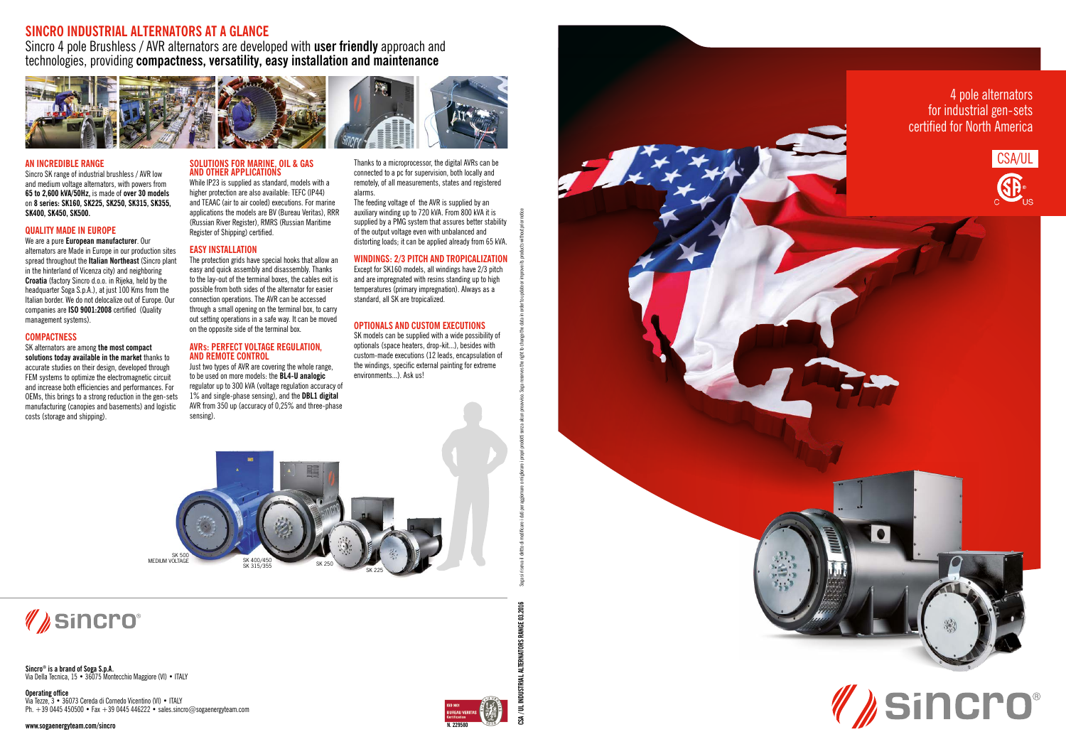# SINCRO INDUSTRIAL ALTERNATORS AT A GLANCE

Sincro 4 pole Brushless / AVR alternators are developed with **user friendly** approach and technologies, providing **compactness, versatility, easy installation and maintenance**

## AN INCREDIBLE RANGE

Sincro SK range of industrial brushless / AVR low and medium voltage alternators, with powers from **65 to 2,600 kVA/50Hz,** is made of **over 30 models** on **8 series: SK160, SK225, SK250, SK315, SK355, SK400, SK450, SK500.**

## QUALITY MADE IN EUROPE

We are a pure **European manufacturer**. Our alternators are Made in Europe in our production sites spread throughout the **Italian Northeast** (Sincro plant in the hinterland of Vicenza city) and neighboring **Croatia** (factory Sincro d.o.o. in Rijeka, held by the headquarter Soga S.p.A.), at just 100 Kms from the Italian border. We do not delocalize out of Europe. Our companies are **ISO 9001:2008** certified (Quality management systems).

## COMPACTNESS

SK alternators are among **the most compact solutions today available in the market** thanks to accurate studies on their design, developed through FEM systems to optimize the electromagnetic circuit and increase both efficiencies and performances. For OEMs, this brings to a strong reduction in the gen-sets manufacturing (canopies and basements) and logistic costs (storage and shipping).

## SOLUTIONS FOR MARINE, OIL & GAS AND OTHER APPLICATIONS

While IP23 is supplied as standard, models with a higher protection are also available: TEFC (IP44) and TEAAC (air to air cooled) executions. For marine applications the models are BV (Bureau Veritas), RRR (Russian River Register), RMRS (Russian Maritime Register of Shipping) certified.

## EASY INSTALLATION

The protection grids have special hooks that allow an easy and quick assembly and disassembly. Thanks to the lay-out of the terminal boxes, the cables exit is possible from both sides of the alternator for easier connection operations. The AVR can be accessed through a small opening on the terminal box, to carry out setting operations in a safe way. It can be moved on the opposite side of the terminal box.

## AVRs: PERFECT VOLTAGE REGULATION, AND REMOTE CONTROL

Just two types of AVR are covering the whole range, to be used on more models: the **BL4-U analogic** regulator up to 300 kVA (voltage regulation accuracy of 1% and single-phase sensing), and the **DBL1 digital** AVR from 350 up (accuracy of 0,25% and three-phase sensing).

Thanks to a microprocessor, the digital AVRs can be connected to a pc for supervision, both locally and remotely, of all measurements, states and registered alarms.

The feeding voltage of the AVR is supplied by an auxiliary winding up to 720 kVA. From 800 kVA it is supplied by a PMG system that assures better stability of the output voltage even with unbalanced and distorting loads; it can be applied already from 65 kVA.

## WINDINGS: 2/3 PITCH AND TROPICALIZATION

Except for SK160 models, all windings have 2/3 pitch and are impregnated with resins standing up to high temperatures (primary impregnation). Always as a standard, all SK are tropicalized.

## OPTIONALS AND CUSTOM EXECUTIONS

SK models can be supplied with a wide possibility of optionals (space heaters, drop-kit...), besides with custom-made executions (12 leads, encapsulation of the windings, specific external painting for extreme environments...). Ask us!

SK 500 MEDIUM VOLTAGE — SK 400/450 SK 315/355 — SK 250 — SK 225

Soga si riserva il diritto di modificare i dati per aggiornare o migliorare i propri prodotti senza alcun preavviso. Soga reserves the right to change the data in order to update or improve its products without prior notice

**CSA / UL INDUSTRIAL ALTERNATORS RANGE 03.2016**

sincro®

**Sincro® is a brand of Soga S.p.A.**
Via Della Tecnica, 15 • 36075 Montecchio Maggiore (VI) • ITALY

**Operating office**
Via Tezze, 3 • 36073 Cereda di Cornedo Vicentino (VI) • ITALY
Ph. +39 0445 450500 • Fax +39 0445 446222 • sales.sincro@sogaenergyteam.com

**www.sogaenergyteam.com/sincro**

ISO 9001 BUREAU VERITAS Certification N. 229580

4 pole alternators for industrial gen-sets certified for North America

CSA/UL

sincro®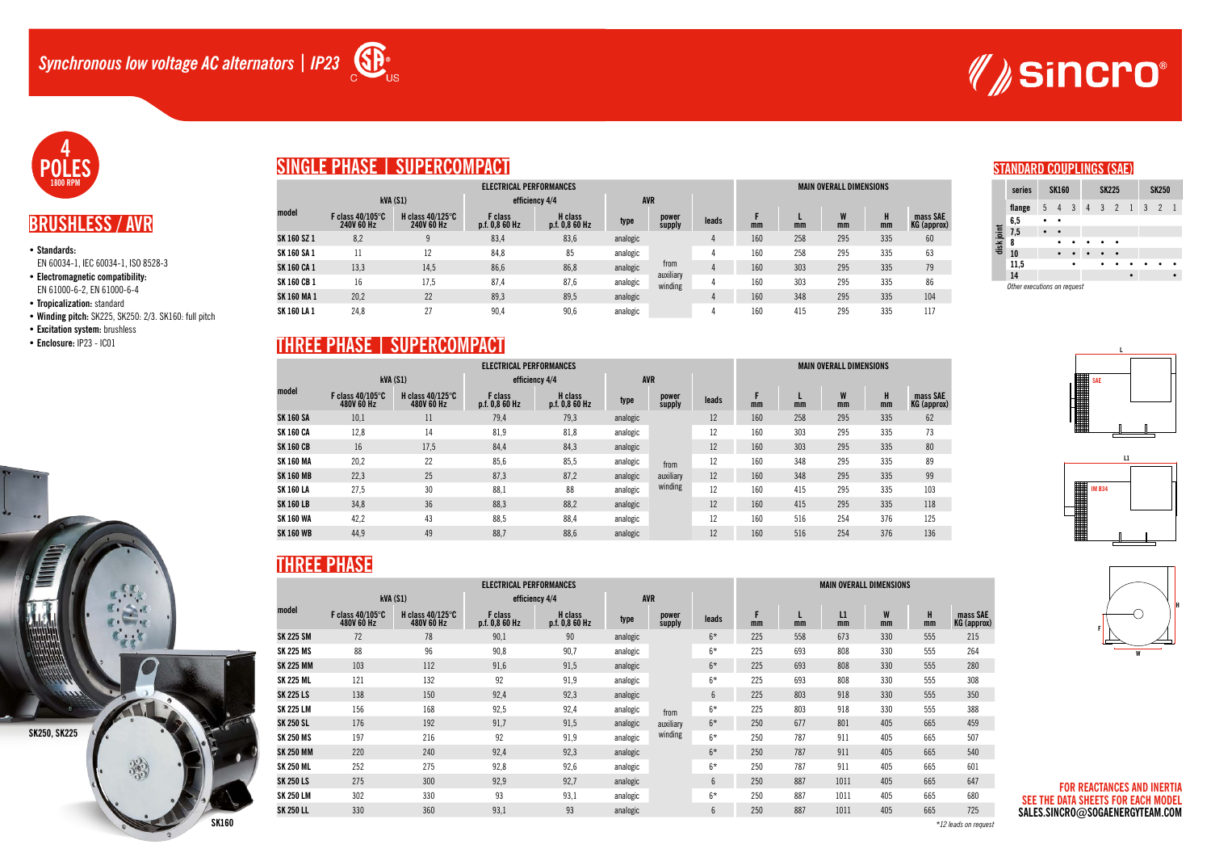## Synchronous low voltage AC alternators | IP23

sincro®

**4 POLES**
1800 RPM

## BRUSHLESS / AVR

- **Standards:** EN 60034-1, IEC 60034-1, ISO 8528-3
- **Electromagnetic compatibility:** EN 61000-6-2, EN 61000-6-4
- **Tropicalization:** standard
- **Winding pitch:** SK225, SK250: 2/3. SK160: full pitch
- **Excitation system:** brushless
- **Enclosure:** IP23 - IC01

## SINGLE PHASE | SUPERCOMPACT

| model | ELECTRICAL PERFORMANCES kVA (S1) F class 40/105°C 240V 60 Hz | H class 40/125°C 240V 60 Hz | efficiency 4/4 F class p.f. 0,8 60 Hz | H class p.f. 0,8 60 Hz | AVR type | power supply | leads | MAIN OVERALL DIMENSIONS F mm | L mm | W mm | H mm | mass SAE KG (approx) |
|---|---|---|---|---|---|---|---|---|---|---|---|---|
| SK 160 SZ 1 | 8,2 | 9 | 83,4 | 83,6 | analogic | from auxiliary winding | 4 | 160 | 258 | 295 | 335 | 60 |
| SK 160 SA 1 | 11 | 12 | 84,8 | 85 | analogic | | 4 | 160 | 258 | 295 | 335 | 63 |
| SK 160 CA 1 | 13,3 | 14,5 | 86,6 | 86,8 | analogic | | 4 | 160 | 303 | 295 | 335 | 79 |
| SK 160 CB 1 | 16 | 17,5 | 87,4 | 87,6 | analogic | | 4 | 160 | 303 | 295 | 335 | 86 |
| SK 160 MA 1 | 20,2 | 22 | 89,3 | 89,5 | analogic | | 4 | 160 | 348 | 295 | 335 | 104 |
| SK 160 LA 1 | 24,8 | 27 | 90,4 | 90,6 | analogic | | 4 | 160 | 415 | 295 | 335 | 117 |

## THREE PHASE | SUPERCOMPACT

| model | ELECTRICAL PERFORMANCES kVA (S1) F class 40/105°C 480V 60 Hz | H class 40/125°C 480V 60 Hz | efficiency 4/4 F class p.f. 0,8 60 Hz | H class p.f. 0,8 60 Hz | AVR type | power supply | leads | MAIN OVERALL DIMENSIONS F mm | L mm | W mm | H mm | mass SAE KG (approx) |
|---|---|---|---|---|---|---|---|---|---|---|---|---|
| SK 160 SA | 10,1 | 11 | 79,4 | 79,3 | analogic | from auxiliary winding | 12 | 160 | 258 | 295 | 335 | 62 |
| SK 160 CA | 12,8 | 14 | 81,9 | 81,8 | analogic | | 12 | 160 | 303 | 295 | 335 | 73 |
| SK 160 CB | 16 | 17,5 | 84,4 | 84,3 | analogic | | 12 | 160 | 303 | 295 | 335 | 80 |
| SK 160 MA | 20,2 | 22 | 85,6 | 85,5 | analogic | | 12 | 160 | 348 | 295 | 335 | 89 |
| SK 160 MB | 22,3 | 25 | 87,3 | 87,2 | analogic | | 12 | 160 | 348 | 295 | 335 | 99 |
| SK 160 LA | 27,5 | 30 | 88,1 | 88 | analogic | | 12 | 160 | 415 | 295 | 335 | 103 |
| SK 160 LB | 34,8 | 36 | 88,3 | 88,2 | analogic | | 12 | 160 | 415 | 295 | 335 | 118 |
| SK 160 WA | 42,2 | 43 | 88,5 | 88,4 | analogic | | 12 | 160 | 516 | 254 | 376 | 125 |
| SK 160 WB | 44,9 | 49 | 88,7 | 88,6 | analogic | | 12 | 160 | 516 | 254 | 376 | 136 |

## THREE PHASE

| model | ELECTRICAL PERFORMANCES kVA (S1) F class 40/105°C 480V 60 Hz | H class 40/125°C 480V 60 Hz | efficiency 4/4 F class p.f. 0,8 60 Hz | H class p.f. 0,8 60 Hz | AVR type | power supply | leads | MAIN OVERALL DIMENSIONS F mm | L mm | L1 mm | W mm | H mm | mass SAE KG (approx) |
|---|---|---|---|---|---|---|---|---|---|---|---|---|---|
| SK 225 SM | 72 | 78 | 90,1 | 90 | analogic | from auxiliary winding | 6* | 225 | 558 | 673 | 330 | 555 | 215 |
| SK 225 MS | 88 | 96 | 90,8 | 90,7 | analogic | | 6* | 225 | 693 | 808 | 330 | 555 | 264 |
| SK 225 MM | 103 | 112 | 91,6 | 91,5 | analogic | | 6* | 225 | 693 | 808 | 330 | 555 | 280 |
| SK 225 ML | 121 | 132 | 92 | 91,9 | analogic | | 6* | 225 | 693 | 808 | 330 | 555 | 308 |
| SK 225 LS | 138 | 150 | 92,4 | 92,3 | analogic | | 6 | 225 | 803 | 918 | 330 | 555 | 350 |
| SK 225 LM | 156 | 168 | 92,5 | 92,4 | analogic | | 6* | 225 | 803 | 918 | 330 | 555 | 388 |
| SK 250 SL | 176 | 192 | 91,7 | 91,5 | analogic | | 6* | 250 | 677 | 801 | 405 | 665 | 459 |
| SK 250 MS | 197 | 216 | 92 | 91,9 | analogic | | 6* | 250 | 787 | 911 | 405 | 665 | 507 |
| SK 250 MM | 220 | 240 | 92,4 | 92,3 | analogic | | 6* | 250 | 787 | 911 | 405 | 665 | 540 |
| SK 250 ML | 252 | 275 | 92,8 | 92,6 | analogic | | 6* | 250 | 787 | 911 | 405 | 665 | 601 |
| SK 250 LS | 275 | 300 | 92,9 | 92,7 | analogic | | 6 | 250 | 887 | 1011 | 405 | 665 | 647 |
| SK 250 LM | 302 | 330 | 93 | 93,1 | analogic | | 6* | 250 | 887 | 1011 | 405 | 665 | 680 |
| SK 250 LL | 330 | 360 | 93,1 | 93 | analogic | | 6 | 250 | 887 | 1011 | 405 | 665 | 725 |

*12 leads on request

## STANDARD COUPLINGS (SAE)

| series | SK160 | | | SK225 | | | | SK250 | | |
|---|---|---|---|---|---|---|---|---|---|---|
| flange | 5 | 4 | 3 | 4 | 3 | 2 | 1 | 3 | 2 | 1 |
| disk joint 6,5 | • | • | | | | | | | | |
| 7,5 | • | • | | | | | | | | |
| 8 | | • | • | • | • | • | | | | |
| 10 | | • | • | • | • | • | | | | |
| 11,5 | | | • | | • | • | • | • | • | • |
| 14 | | | | | | | • | | | • |

*Other executions on request*

L

SAE

L1

IM B34

F

W

H

SK250, SK225

SK160

**FOR REACTANCES AND INERTIA SEE THE DATA SHEETS FOR EACH MODEL**
**SALES.SINCRO@SOGAENERGYTEAM.COM**